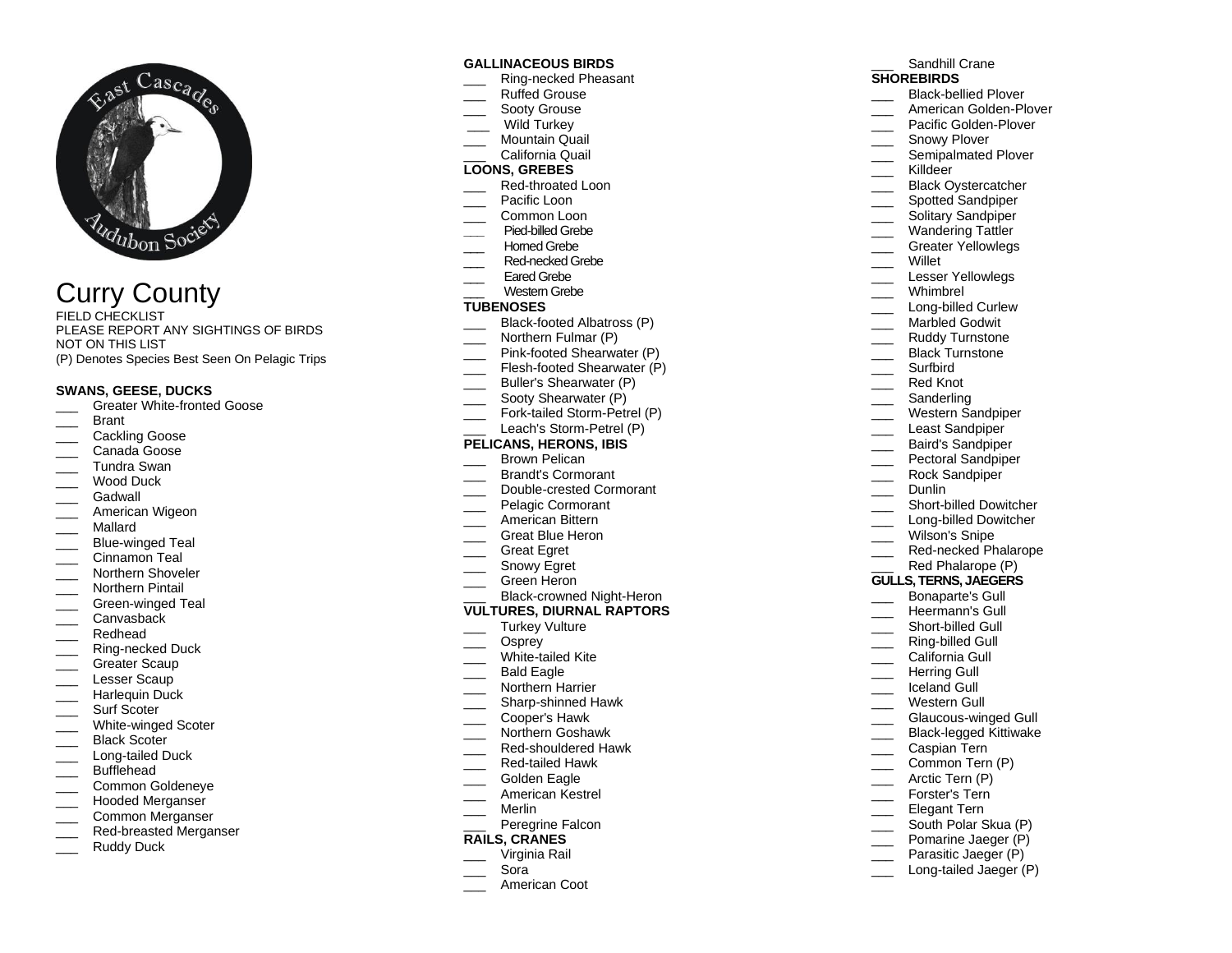# Curry County

FIELD CHECKLIST
PLEASE REPORT ANY SIGHTINGS OF BIRDS NOT ON THIS LIST
(P) Denotes Species Best Seen On Pelagic Trips

**SWANS, GEESE, DUCKS**
___ Greater White-fronted Goose
___ Brant
___ Cackling Goose
___ Canada Goose
___ Tundra Swan
___ Wood Duck
___ Gadwall
___ American Wigeon
___ Mallard
___ Blue-winged Teal
___ Cinnamon Teal
___ Northern Shoveler
___ Northern Pintail
___ Green-winged Teal
___ Canvasback
___ Redhead
___ Ring-necked Duck
___ Greater Scaup
___ Lesser Scaup
___ Harlequin Duck
___ Surf Scoter
___ White-winged Scoter
___ Black Scoter
___ Long-tailed Duck
___ Bufflehead
___ Common Goldeneye
___ Hooded Merganser
___ Common Merganser
___ Red-breasted Merganser
___ Ruddy Duck

**GALLINACEOUS BIRDS**
___ Ring-necked Pheasant
___ Ruffed Grouse
___ Sooty Grouse
___ Wild Turkey
___ Mountain Quail
___ California Quail

**LOONS, GREBES**
___ Red-throated Loon
___ Pacific Loon
___ Common Loon
___ Pied-billed Grebe
___ Horned Grebe
___ Red-necked Grebe
___ Eared Grebe
___ Western Grebe

**TUBENOSES**
___ Black-footed Albatross (P)
___ Northern Fulmar (P)
___ Pink-footed Shearwater (P)
___ Flesh-footed Shearwater (P)
___ Buller's Shearwater (P)
___ Sooty Shearwater (P)
___ Fork-tailed Storm-Petrel (P)
___ Leach's Storm-Petrel (P)

**PELICANS, HERONS, IBIS**
___ Brown Pelican
___ Brandt's Cormorant
___ Double-crested Cormorant
___ Pelagic Cormorant
___ American Bittern
___ Great Blue Heron
___ Great Egret
___ Snowy Egret
___ Green Heron
___ Black-crowned Night-Heron

**VULTURES, DIURNAL RAPTORS**
___ Turkey Vulture
___ Osprey
___ White-tailed Kite
___ Bald Eagle
___ Northern Harrier
___ Sharp-shinned Hawk
___ Cooper's Hawk
___ Northern Goshawk
___ Red-shouldered Hawk
___ Red-tailed Hawk
___ Golden Eagle
___ American Kestrel
___ Merlin
___ Peregrine Falcon

**RAILS, CRANES**
___ Virginia Rail
___ Sora
___ American Coot
___ Sandhill Crane

**SHOREBIRDS**
___ Black-bellied Plover
___ American Golden-Plover
___ Pacific Golden-Plover
___ Snowy Plover
___ Semipalmated Plover
___ Killdeer
___ Black Oystercatcher
___ Spotted Sandpiper
___ Solitary Sandpiper
___ Wandering Tattler
___ Greater Yellowlegs
___ Willet
___ Lesser Yellowlegs
___ Whimbrel
___ Long-billed Curlew
___ Marbled Godwit
___ Ruddy Turnstone
___ Black Turnstone
___ Surfbird
___ Red Knot
___ Sanderling
___ Western Sandpiper
___ Least Sandpiper
___ Baird's Sandpiper
___ Pectoral Sandpiper
___ Rock Sandpiper
___ Dunlin
___ Short-billed Dowitcher
___ Long-billed Dowitcher
___ Wilson's Snipe
___ Red-necked Phalarope
___ Red Phalarope (P)

**GULLS, TERNS, JAEGERS**
___ Bonaparte's Gull
___ Heermann's Gull
___ Short-billed Gull
___ Ring-billed Gull
___ California Gull
___ Herring Gull
___ Iceland Gull
___ Western Gull
___ Glaucous-winged Gull
___ Black-legged Kittiwake
___ Caspian Tern
___ Common Tern (P)
___ Arctic Tern (P)
___ Forster's Tern
___ Elegant Tern
___ South Polar Skua (P)
___ Pomarine Jaeger (P)
___ Parasitic Jaeger (P)
___ Long-tailed Jaeger (P)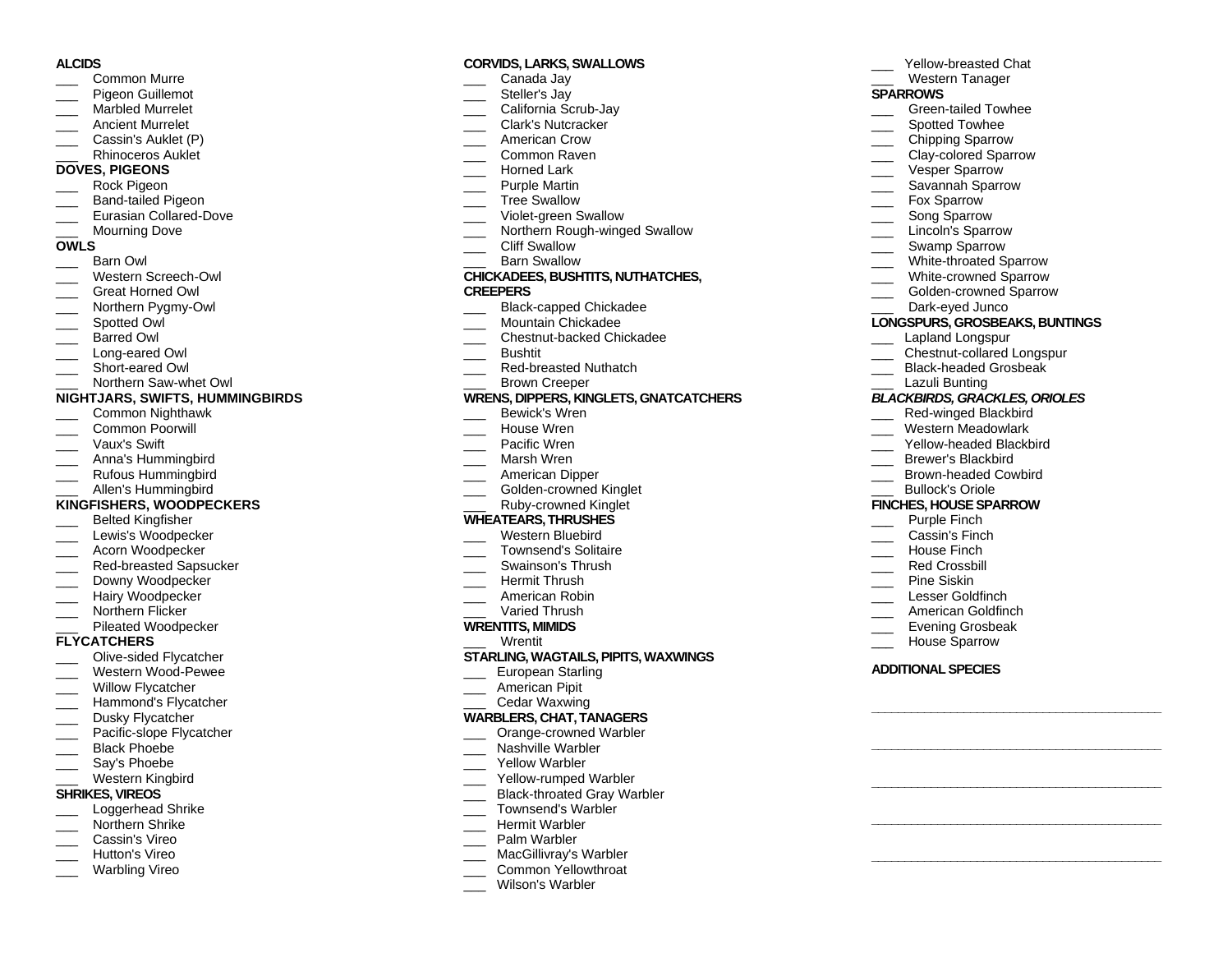**ALCIDS**

- ___ Common Murre
- ___ Pigeon Guillemot
- ___ Marbled Murrelet
- ___ Ancient Murrelet
- ___ Cassin's Auklet (P)
- ___ Rhinoceros Auklet

**DOVES, PIGEONS**

- ___ Rock Pigeon
- ___ Band-tailed Pigeon
- ___ Eurasian Collared-Dove
- ___ Mourning Dove

**OWLS**

- ___ Barn Owl
- ___ Western Screech-Owl
- ___ Great Horned Owl
- ___ Northern Pygmy-Owl
- ___ Spotted Owl
- ___ Barred Owl
- ___ Long-eared Owl
- ___ Short-eared Owl
- ___ Northern Saw-whet Owl

**NIGHTJARS, SWIFTS, HUMMINGBIRDS**

- ___ Common Nighthawk
- ___ Common Poorwill
- ___ Vaux's Swift
- ___ Anna's Hummingbird
- ___ Rufous Hummingbird
- ___ Allen's Hummingbird

**KINGFISHERS, WOODPECKERS**

- ___ Belted Kingfisher
- ___ Lewis's Woodpecker
- ___ Acorn Woodpecker
- ___ Red-breasted Sapsucker
- ___ Downy Woodpecker
- ___ Hairy Woodpecker
- ___ Northern Flicker
- ___ Pileated Woodpecker

**FLYCATCHERS**

- ___ Olive-sided Flycatcher
- ___ Western Wood-Pewee
- ___ Willow Flycatcher
- ___ Hammond's Flycatcher
- ___ Dusky Flycatcher
- ___ Pacific-slope Flycatcher
- ___ Black Phoebe
- ___ Say's Phoebe
- ___ Western Kingbird

**SHRIKES, VIREOS**

- ___ Loggerhead Shrike
- ___ Northern Shrike
- ___ Cassin's Vireo
- ___ Hutton's Vireo
- ___ Warbling Vireo

**CORVIDS, LARKS, SWALLOWS**

- ___ Canada Jay
- ___ Steller's Jay
- ___ California Scrub-Jay
- ___ Clark's Nutcracker
- ___ American Crow
- ___ Common Raven
- ___ Horned Lark
- ___ Purple Martin
- ___ Tree Swallow
- ___ Violet-green Swallow
- ___ Northern Rough-winged Swallow
- ___ Cliff Swallow
- ___ Barn Swallow

**CHICKADEES, BUSHTITS, NUTHATCHES, CREEPERS**

- ___ Black-capped Chickadee
- ___ Mountain Chickadee
- ___ Chestnut-backed Chickadee
- ___ Bushtit
- ___ Red-breasted Nuthatch
- ___ Brown Creeper

**WRENS, DIPPERS, KINGLETS, GNATCATCHERS**

- ___ Bewick's Wren
- ___ House Wren
- ___ Pacific Wren
- ___ Marsh Wren
- ___ American Dipper
- ___ Golden-crowned Kinglet
- ___ Ruby-crowned Kinglet

**WHEATEARS, THRUSHES**

- ___ Western Bluebird
- ___ Townsend's Solitaire
- ___ Swainson's Thrush
- ___ Hermit Thrush
- ___ American Robin
- ___ Varied Thrush

**WRENTITS, MIMIDS**

- ___ Wrentit

**STARLING, WAGTAILS, PIPITS, WAXWINGS**

- ___ European Starling
- ___ American Pipit
- ___ Cedar Waxwing

**WARBLERS, CHAT, TANAGERS**

- ___ Orange-crowned Warbler
- ___ Nashville Warbler
- ___ Yellow Warbler
- ___ Yellow-rumped Warbler
- ___ Black-throated Gray Warbler
- ___ Townsend's Warbler
- ___ Hermit Warbler
- ___ Palm Warbler
- ___ MacGillivray's Warbler
- ___ Common Yellowthroat
- ___ Wilson's Warbler
- ___ Yellow-breasted Chat
- ___ Western Tanager

**SPARROWS**

- ___ Green-tailed Towhee
- ___ Spotted Towhee
- ___ Chipping Sparrow
- ___ Clay-colored Sparrow
- ___ Vesper Sparrow
- ___ Savannah Sparrow
- ___ Fox Sparrow
- ___ Song Sparrow
- ___ Lincoln's Sparrow
- ___ Swamp Sparrow
- ___ White-throated Sparrow
- ___ White-crowned Sparrow
- ___ Golden-crowned Sparrow
- ___ Dark-eyed Junco

**LONGSPURS, GROSBEAKS, BUNTINGS**

- ___ Lapland Longspur
- ___ Chestnut-collared Longspur
- ___ Black-headed Grosbeak
- ___ Lazuli Bunting

***BLACKBIRDS, GRACKLES, ORIOLES***

- ___ Red-winged Blackbird
- ___ Western Meadowlark
- ___ Yellow-headed Blackbird
- ___ Brewer's Blackbird
- ___ Brown-headed Cowbird
- ___ Bullock's Oriole

**FINCHES, HOUSE SPARROW**

- ___ Purple Finch
- ___ Cassin's Finch
- ___ House Finch
- ___ Red Crossbill
- ___ Pine Siskin
- ___ Lesser Goldfinch
- ___ American Goldfinch
- ___ Evening Grosbeak
- ___ House Sparrow

**ADDITIONAL SPECIES**

________________________________________

________________________________________

________________________________________

________________________________________

________________________________________